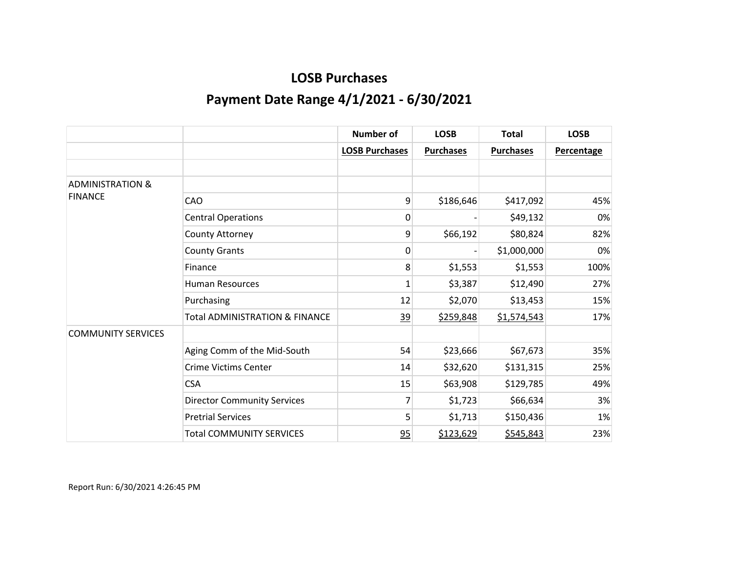# LOSB Purchases

## Payment Date Range 4/1/2021 - 6/30/2021

| | | Number of | LOSB | Total | LOSB |
|---|---|---|---|---|---|
| | | LOSB Purchases | Purchases | Purchases | Percentage |
| | | | | | |
| ADMINISTRATION & FINANCE | | | | | |
| | CAO | 9 | $186,646 | $417,092 | 45% |
| | Central Operations | 0 | - | $49,132 | 0% |
| | County Attorney | 9 | $66,192 | $80,824 | 82% |
| | County Grants | 0 | - | $1,000,000 | 0% |
| | Finance | 8 | $1,553 | $1,553 | 100% |
| | Human Resources | 1 | $3,387 | $12,490 | 27% |
| | Purchasing | 12 | $2,070 | $13,453 | 15% |
| | Total ADMINISTRATION & FINANCE | 39 | $259,848 | $1,574,543 | 17% |
| COMMUNITY SERVICES | | | | | |
| | Aging Comm of the Mid-South | 54 | $23,666 | $67,673 | 35% |
| | Crime Victims Center | 14 | $32,620 | $131,315 | 25% |
| | CSA | 15 | $63,908 | $129,785 | 49% |
| | Director Community Services | 7 | $1,723 | $66,634 | 3% |
| | Pretrial Services | 5 | $1,713 | $150,436 | 1% |
| | Total COMMUNITY SERVICES | 95 | $123,629 | $545,843 | 23% |

Report Run: 6/30/2021 4:26:45 PM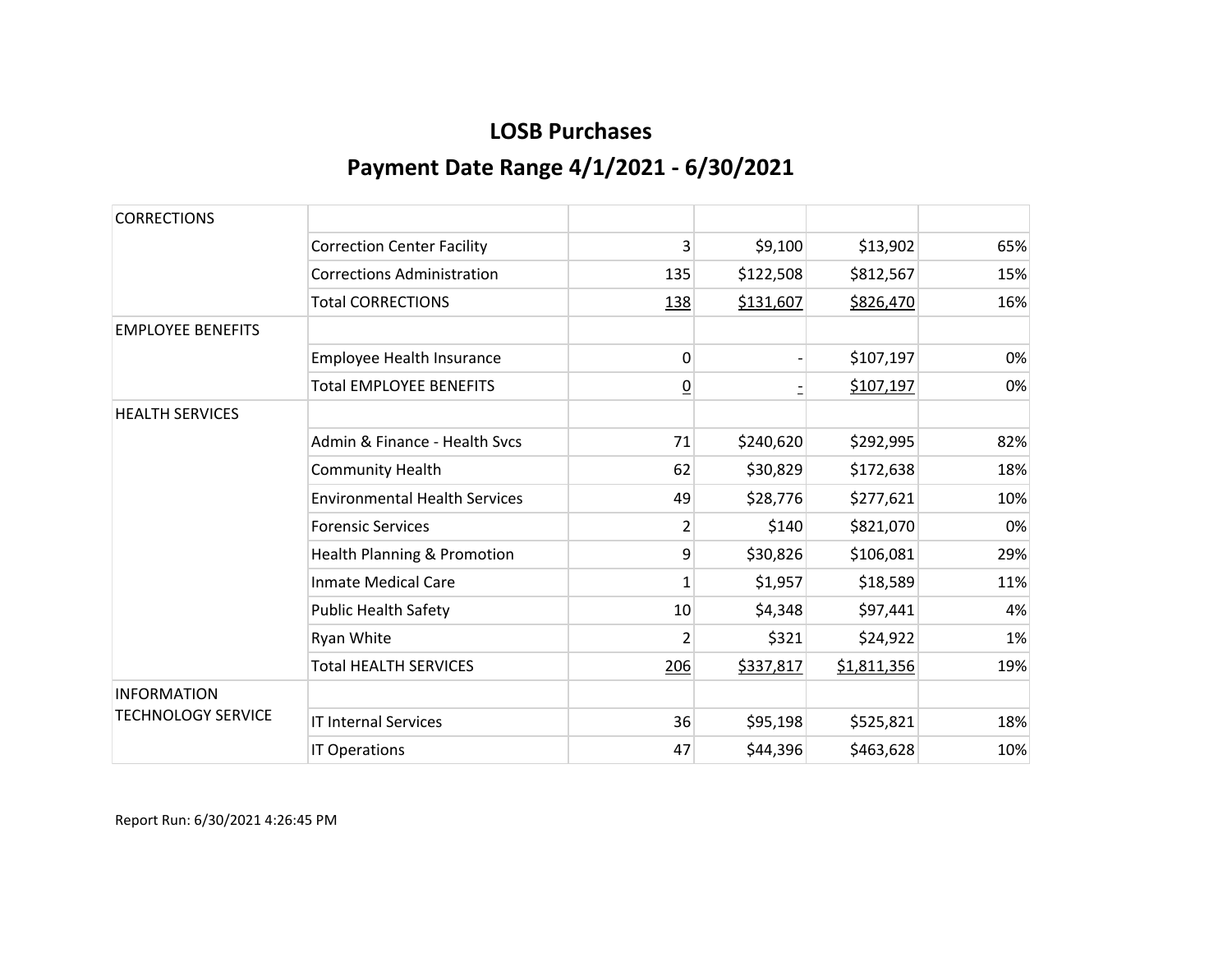# LOSB Purchases

## Payment Date Range 4/1/2021 - 6/30/2021

| | | | | | |
|---|---|---|---|---|---|
| CORRECTIONS | | | | | |
| | Correction Center Facility | 3 | $9,100 | $13,902 | 65% |
| | Corrections Administration | 135 | $122,508 | $812,567 | 15% |
| | Total CORRECTIONS | 138 | $131,607 | $826,470 | 16% |
| EMPLOYEE BENEFITS | | | | | |
| | Employee Health Insurance | 0 | - | $107,197 | 0% |
| | Total EMPLOYEE BENEFITS | 0 | - | $107,197 | 0% |
| HEALTH SERVICES | | | | | |
| | Admin & Finance - Health Svcs | 71 | $240,620 | $292,995 | 82% |
| | Community Health | 62 | $30,829 | $172,638 | 18% |
| | Environmental Health Services | 49 | $28,776 | $277,621 | 10% |
| | Forensic Services | 2 | $140 | $821,070 | 0% |
| | Health Planning & Promotion | 9 | $30,826 | $106,081 | 29% |
| | Inmate Medical Care | 1 | $1,957 | $18,589 | 11% |
| | Public Health Safety | 10 | $4,348 | $97,441 | 4% |
| | Ryan White | 2 | $321 | $24,922 | 1% |
| | Total HEALTH SERVICES | 206 | $337,817 | $1,811,356 | 19% |
| INFORMATION TECHNOLOGY SERVICE | | | | | |
| | IT Internal Services | 36 | $95,198 | $525,821 | 18% |
| | IT Operations | 47 | $44,396 | $463,628 | 10% |

Report Run: 6/30/2021 4:26:45 PM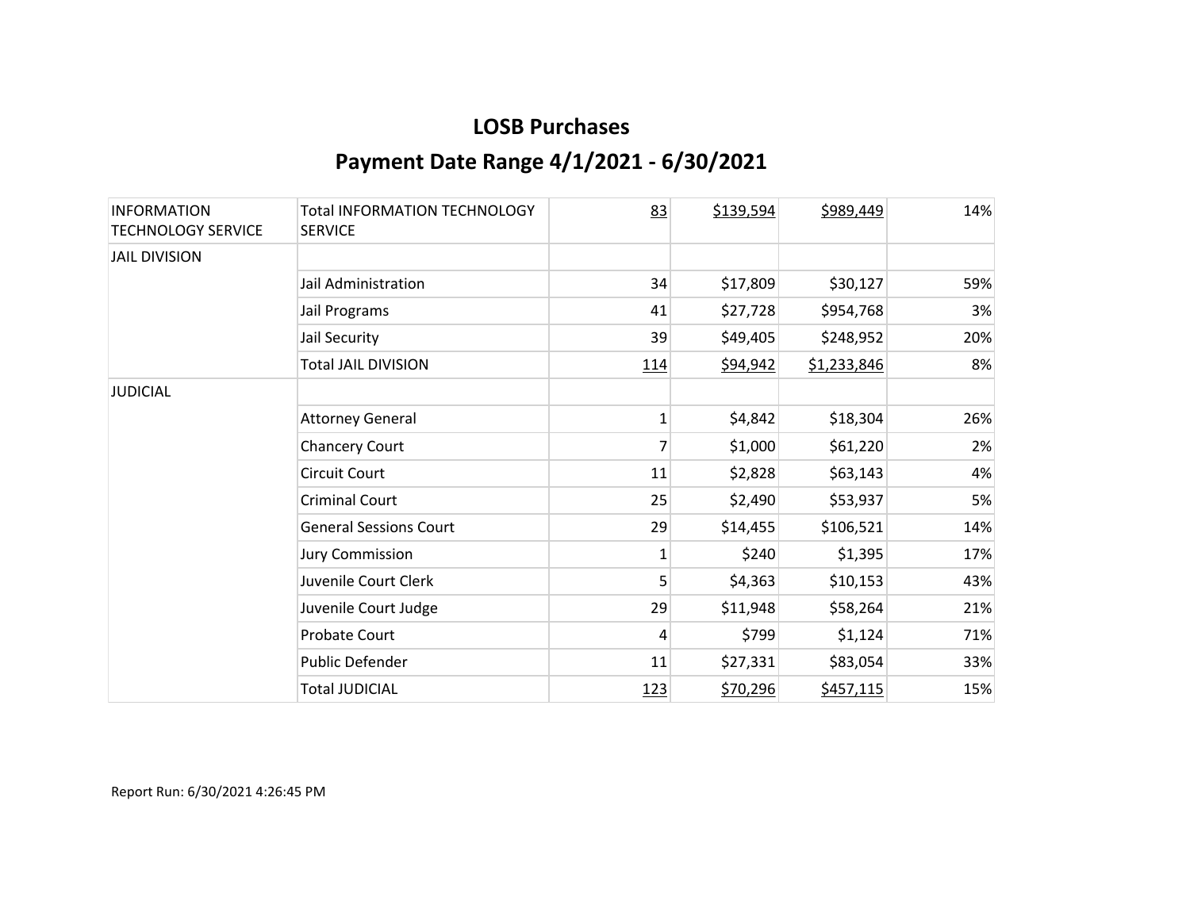# LOSB Purchases

## Payment Date Range 4/1/2021 - 6/30/2021

| | | | | | |
|---|---|---|---|---|---|
| INFORMATION TECHNOLOGY SERVICE | Total INFORMATION TECHNOLOGY SERVICE | 83 | $139,594 | $989,449 | 14% |
| JAIL DIVISION | | | | | |
| | Jail Administration | 34 | $17,809 | $30,127 | 59% |
| | Jail Programs | 41 | $27,728 | $954,768 | 3% |
| | Jail Security | 39 | $49,405 | $248,952 | 20% |
| | Total JAIL DIVISION | 114 | $94,942 | $1,233,846 | 8% |
| JUDICIAL | | | | | |
| | Attorney General | 1 | $4,842 | $18,304 | 26% |
| | Chancery Court | 7 | $1,000 | $61,220 | 2% |
| | Circuit Court | 11 | $2,828 | $63,143 | 4% |
| | Criminal Court | 25 | $2,490 | $53,937 | 5% |
| | General Sessions Court | 29 | $14,455 | $106,521 | 14% |
| | Jury Commission | 1 | $240 | $1,395 | 17% |
| | Juvenile Court Clerk | 5 | $4,363 | $10,153 | 43% |
| | Juvenile Court Judge | 29 | $11,948 | $58,264 | 21% |
| | Probate Court | 4 | $799 | $1,124 | 71% |
| | Public Defender | 11 | $27,331 | $83,054 | 33% |
| | Total JUDICIAL | 123 | $70,296 | $457,115 | 15% |

Report Run: 6/30/2021 4:26:45 PM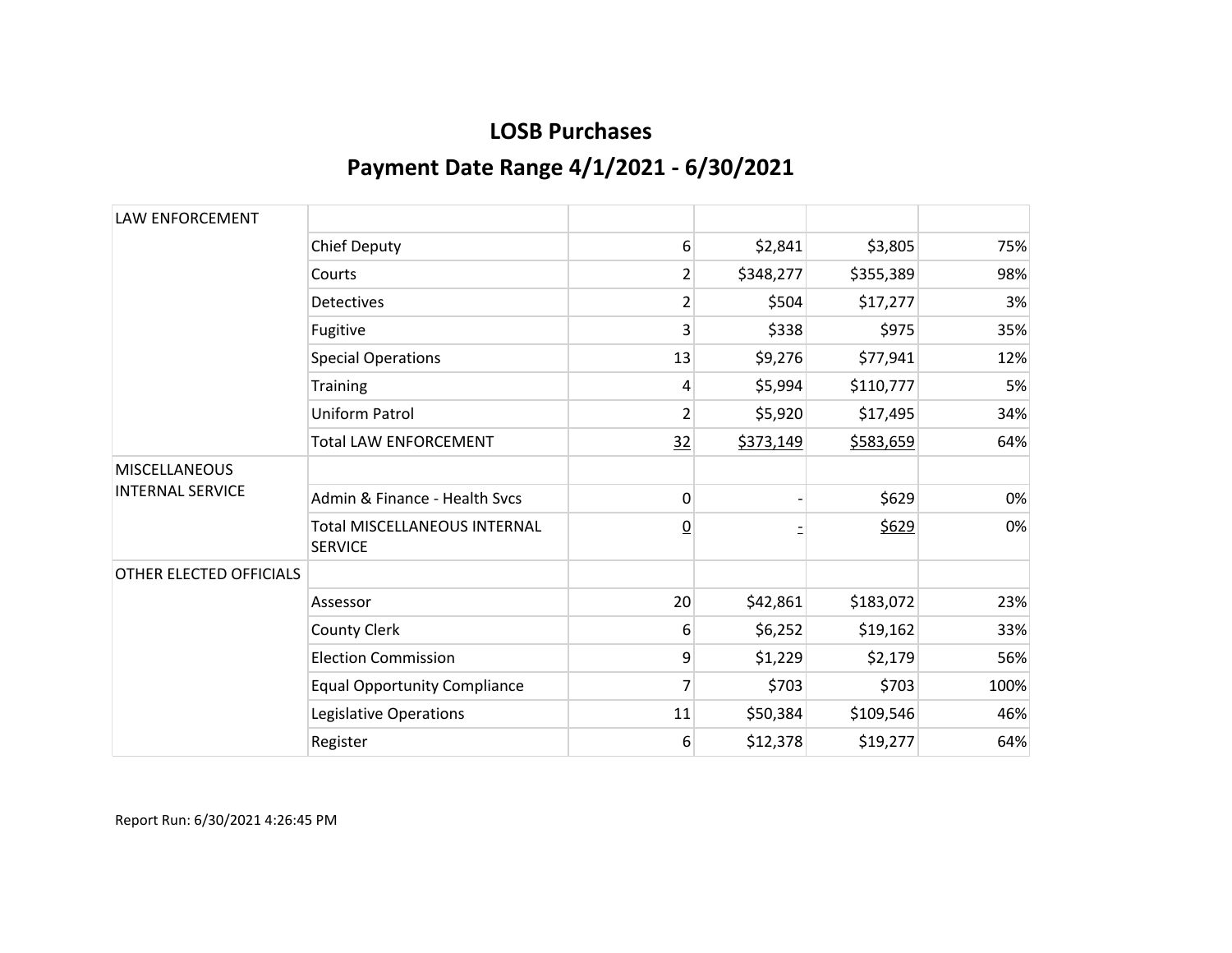# LOSB Purchases

## Payment Date Range 4/1/2021 - 6/30/2021

| | | | | | |
|---|---|---|---|---|---|
| LAW ENFORCEMENT | | | | | |
| | Chief Deputy | 6 | $2,841 | $3,805 | 75% |
| | Courts | 2 | $348,277 | $355,389 | 98% |
| | Detectives | 2 | $504 | $17,277 | 3% |
| | Fugitive | 3 | $338 | $975 | 35% |
| | Special Operations | 13 | $9,276 | $77,941 | 12% |
| | Training | 4 | $5,994 | $110,777 | 5% |
| | Uniform Patrol | 2 | $5,920 | $17,495 | 34% |
| | Total LAW ENFORCEMENT | 32 | $373,149 | $583,659 | 64% |
| MISCELLANEOUS INTERNAL SERVICE | | | | | |
| | Admin & Finance - Health Svcs | 0 | - | $629 | 0% |
| | Total MISCELLANEOUS INTERNAL SERVICE | 0 | - | $629 | 0% |
| OTHER ELECTED OFFICIALS | | | | | |
| | Assessor | 20 | $42,861 | $183,072 | 23% |
| | County Clerk | 6 | $6,252 | $19,162 | 33% |
| | Election Commission | 9 | $1,229 | $2,179 | 56% |
| | Equal Opportunity Compliance | 7 | $703 | $703 | 100% |
| | Legislative Operations | 11 | $50,384 | $109,546 | 46% |
| | Register | 6 | $12,378 | $19,277 | 64% |

Report Run: 6/30/2021 4:26:45 PM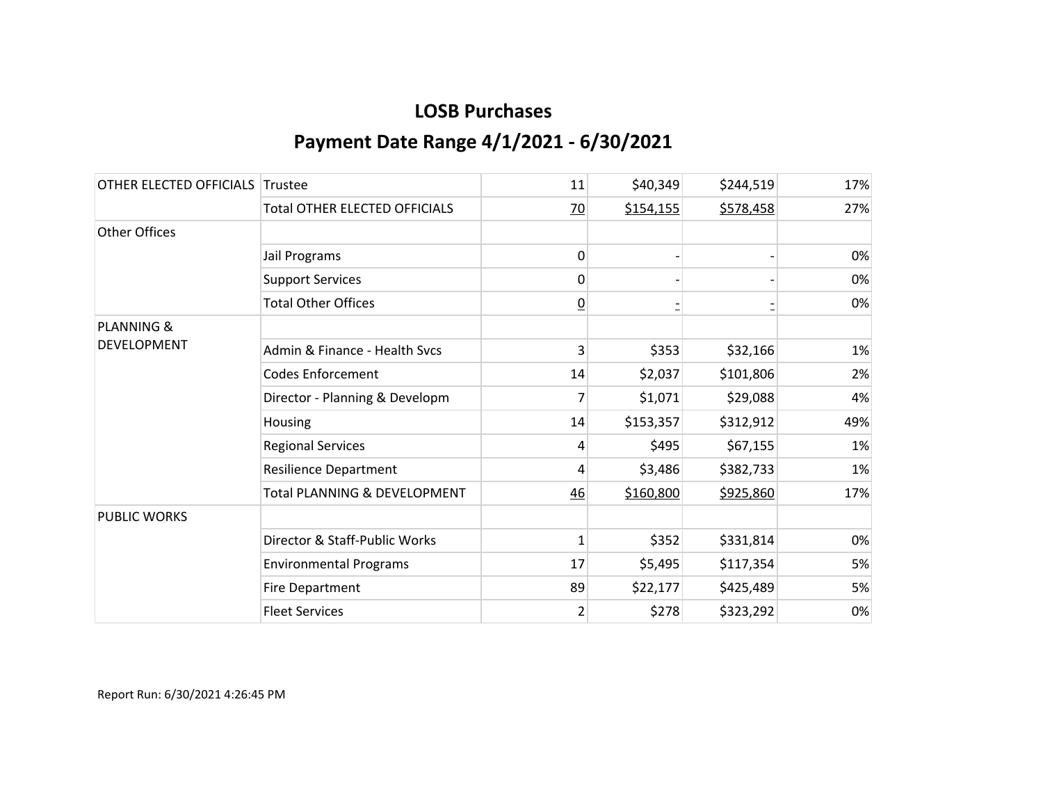## LOSB Purchases

## Payment Date Range 4/1/2021 - 6/30/2021

| | | | | | |
|---|---|---|---|---|---|
| OTHER ELECTED OFFICIALS | Trustee | 11 | $40,349 | $244,519 | 17% |
| | Total OTHER ELECTED OFFICIALS | 70 | $154,155 | $578,458 | 27% |
| Other Offices | | | | | |
| | Jail Programs | 0 | - | - | 0% |
| | Support Services | 0 | - | - | 0% |
| | Total Other Offices | 0 | - | - | 0% |
| PLANNING & DEVELOPMENT | | | | | |
| | Admin & Finance - Health Svcs | 3 | $353 | $32,166 | 1% |
| | Codes Enforcement | 14 | $2,037 | $101,806 | 2% |
| | Director - Planning & Developm | 7 | $1,071 | $29,088 | 4% |
| | Housing | 14 | $153,357 | $312,912 | 49% |
| | Regional Services | 4 | $495 | $67,155 | 1% |
| | Resilience Department | 4 | $3,486 | $382,733 | 1% |
| | Total PLANNING & DEVELOPMENT | 46 | $160,800 | $925,860 | 17% |
| PUBLIC WORKS | | | | | |
| | Director & Staff-Public Works | 1 | $352 | $331,814 | 0% |
| | Environmental Programs | 17 | $5,495 | $117,354 | 5% |
| | Fire Department | 89 | $22,177 | $425,489 | 5% |
| | Fleet Services | 2 | $278 | $323,292 | 0% |

Report Run: 6/30/2021 4:26:45 PM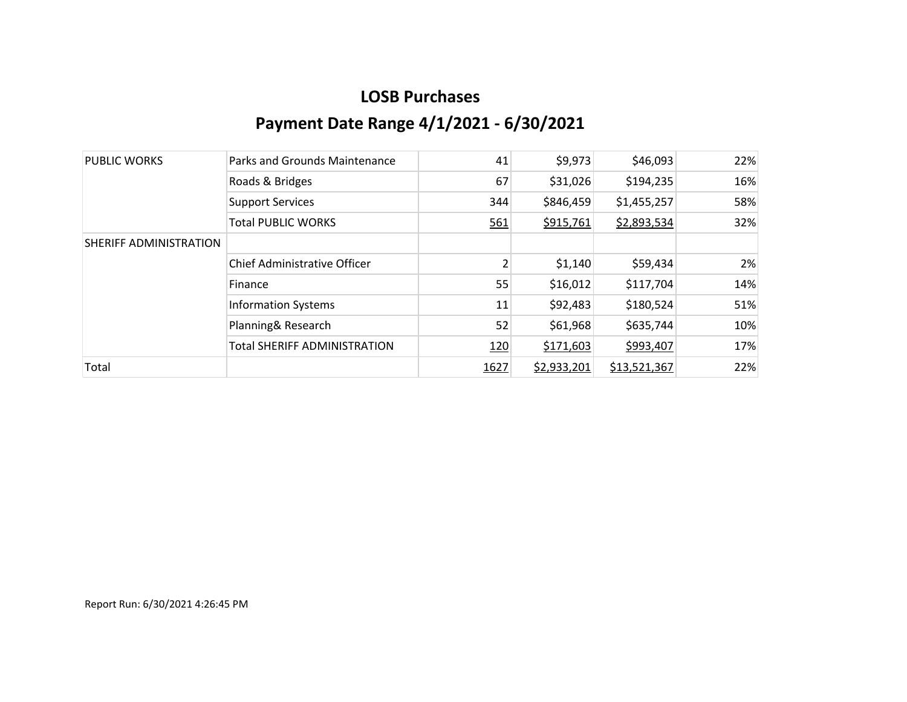# LOSB Purchases

## Payment Date Range 4/1/2021 - 6/30/2021

| | | | | | |
|---|---|---|---|---|---|
| PUBLIC WORKS | Parks and Grounds Maintenance | 41 | $9,973 | $46,093 | 22% |
| | Roads & Bridges | 67 | $31,026 | $194,235 | 16% |
| | Support Services | 344 | $846,459 | $1,455,257 | 58% |
| | Total PUBLIC WORKS | 561 | $915,761 | $2,893,534 | 32% |
| SHERIFF ADMINISTRATION | | | | | |
| | Chief Administrative Officer | 2 | $1,140 | $59,434 | 2% |
| | Finance | 55 | $16,012 | $117,704 | 14% |
| | Information Systems | 11 | $92,483 | $180,524 | 51% |
| | Planning& Research | 52 | $61,968 | $635,744 | 10% |
| | Total SHERIFF ADMINISTRATION | 120 | $171,603 | $993,407 | 17% |
| Total | | 1627 | $2,933,201 | $13,521,367 | 22% |

Report Run: 6/30/2021 4:26:45 PM